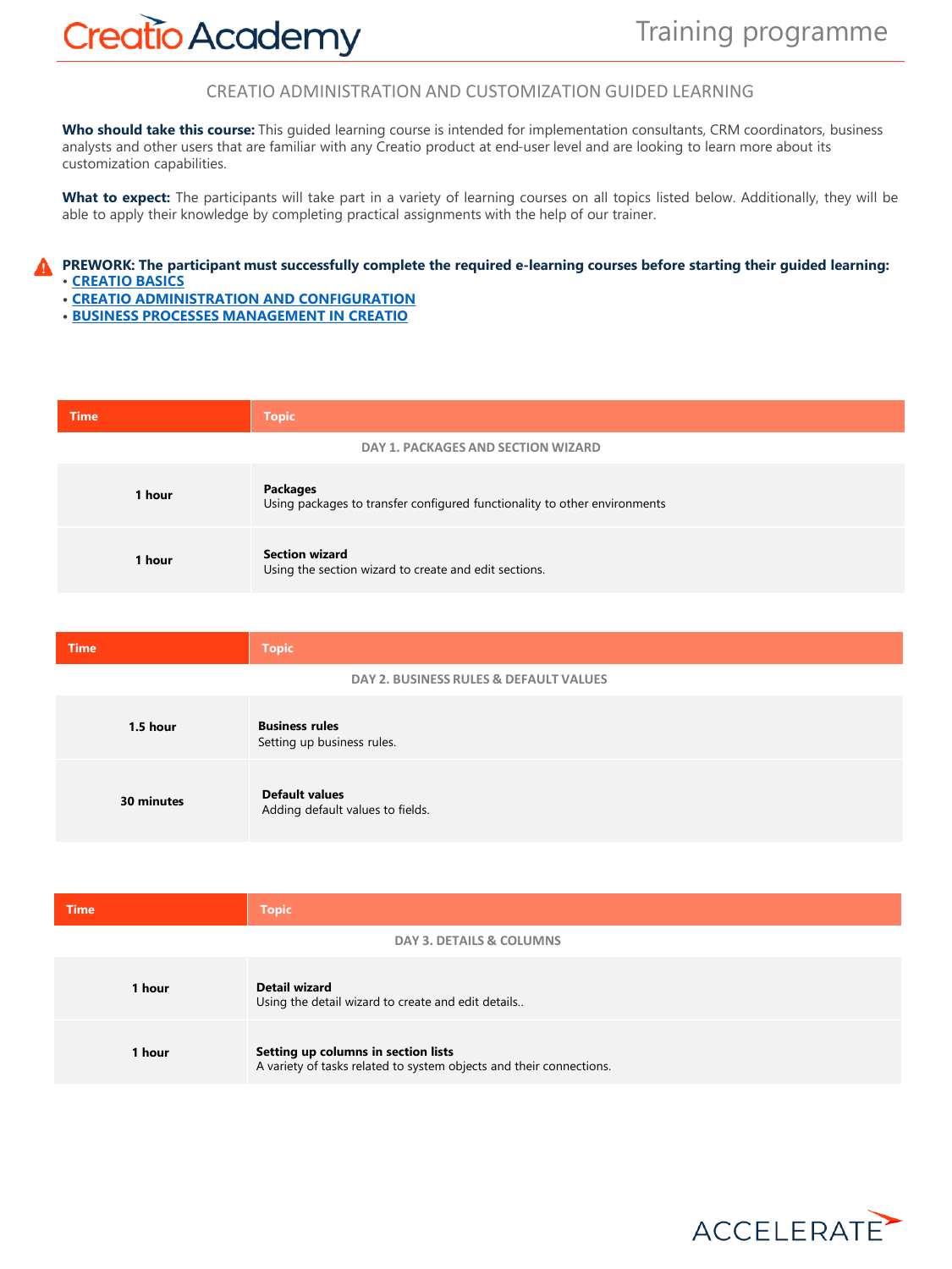# CREATIO ADMINISTRATION AND CUSTOMIZATION GUIDED LEARNING

**Who should take this course:** This guided learning course is intended for implementation consultants, CRM coordinators, business analysts and other users that are familiar with any Creatio product at end-user level and are looking to learn more about its customization capabilities.

**What to expect:** The participants will take part in a variety of learning courses on all topics listed below. Additionally, they will be able to apply their knowledge by completing practical assignments with the help of our trainer.

**PREWORK: The participant must successfully complete the required e-learning courses before starting their guided learning:**

- **CREATIO BASICS**
- **CREATIO ADMINISTRATION AND CONFIGURATION**
- **BUSINESS PROCESSES MANAGEMENT IN CREATIO**

| Time | Topic |
|---|---|
| **DAY 1. PACKAGES AND SECTION WIZARD** | |
| **1 hour** | **Packages**<br>Using packages to transfer configured functionality to other environments |
| **1 hour** | **Section wizard**<br>Using the section wizard to create and edit sections. |

| Time | Topic |
|---|---|
| **DAY 2. BUSINESS RULES & DEFAULT VALUES** | |
| **1.5 hour** | **Business rules**<br>Setting up business rules. |
| **30 minutes** | **Default values**<br>Adding default values to fields. |

| Time | Topic |
|---|---|
| **DAY 3. DETAILS & COLUMNS** | |
| **1 hour** | **Detail wizard**<br>Using the detail wizard to create and edit details.. |
| **1 hour** | **Setting up columns in section lists**<br>A variety of tasks related to system objects and their connections. |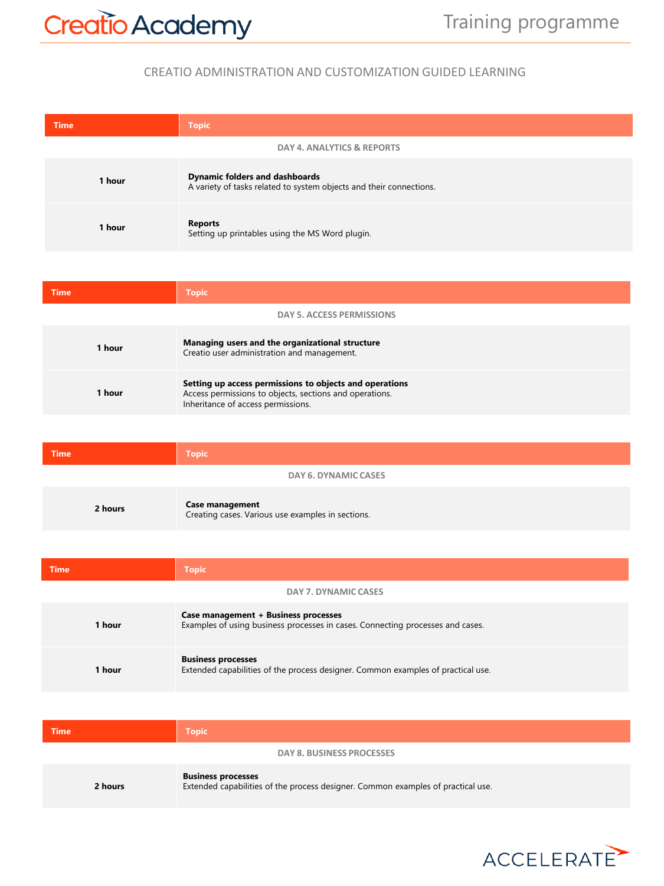CREATIO ADMINISTRATION AND CUSTOMIZATION GUIDED LEARNING

| Time | Topic |
|---|---|
| **DAY 4. ANALYTICS & REPORTS** | |
| **1 hour** | **Dynamic folders and dashboards**<br>A variety of tasks related to system objects and their connections. |
| **1 hour** | **Reports**<br>Setting up printables using the MS Word plugin. |

| Time | Topic |
|---|---|
| **DAY 5. ACCESS PERMISSIONS** | |
| **1 hour** | **Managing users and the organizational structure**<br>Creatio user administration and management. |
| **1 hour** | **Setting up access permissions to objects and operations**<br>Access permissions to objects, sections and operations.<br>Inheritance of access permissions. |

| Time | Topic |
|---|---|
| **DAY 6. DYNAMIC CASES** | |
| **2 hours** | **Case management**<br>Creating cases. Various use examples in sections. |

| Time | Topic |
|---|---|
| **DAY 7. DYNAMIC CASES** | |
| **1 hour** | **Case management + Business processes**<br>Examples of using business processes in cases. Connecting processes and cases. |
| **1 hour** | **Business processes**<br>Extended capabilities of the process designer. Common examples of practical use. |

| Time | Topic |
|---|---|
| **DAY 8. BUSINESS PROCESSES** | |
| **2 hours** | **Business processes**<br>Extended capabilities of the process designer. Common examples of practical use. |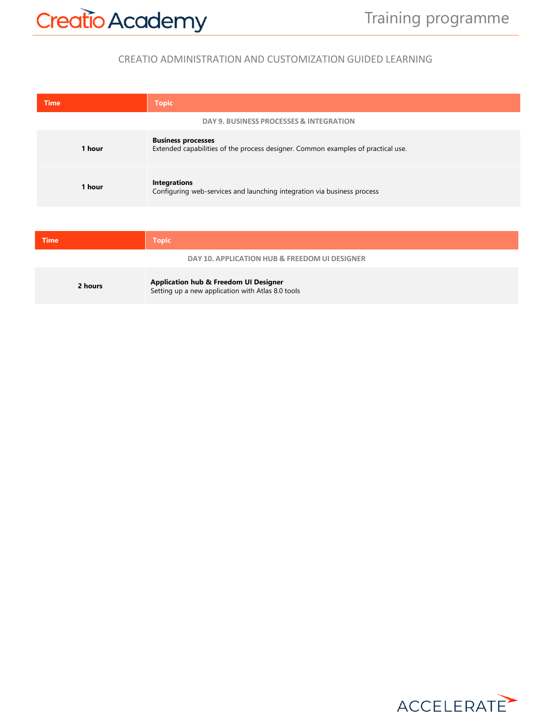CREATIO ADMINISTRATION AND CUSTOMIZATION GUIDED LEARNING

| Time | Topic |
| --- | --- |
| | **DAY 9. BUSINESS PROCESSES & INTEGRATION** |
| **1 hour** | **Business processes**<br>Extended capabilities of the process designer. Common examples of practical use. |
| **1 hour** | **Integrations**<br>Configuring web-services and launching integration via business process |

| Time | Topic |
| --- | --- |
| | **DAY 10. APPLICATION HUB & FREEDOM UI DESIGNER** |
| **2 hours** | **Application hub & Freedom UI Designer**<br>Setting up a new application with Atlas 8.0 tools |